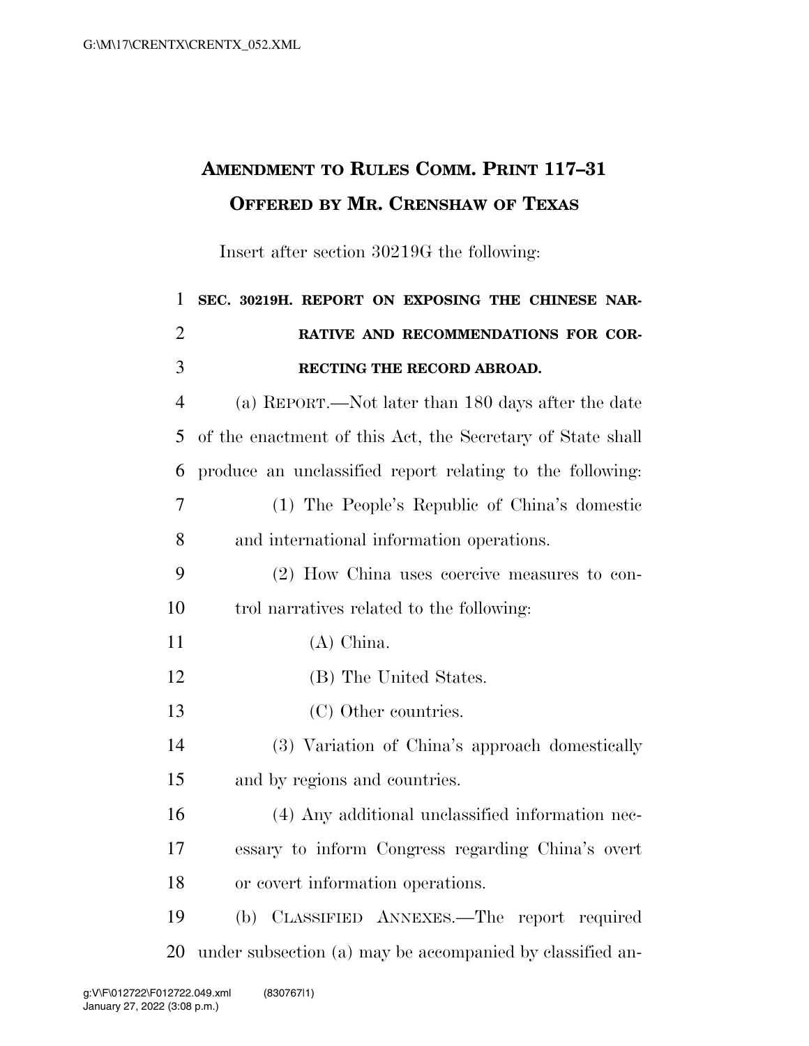# Amendment to Rules Comm. Print 117–31 Offered by Mr. Crenshaw of Texas

Insert after section 30219G the following:

**SEC. 30219H. REPORT ON EXPOSING THE CHINESE NARRATIVE AND RECOMMENDATIONS FOR CORRECTING THE RECORD ABROAD.**

(a) Report.—Not later than 180 days after the date of the enactment of this Act, the Secretary of State shall produce an unclassified report relating to the following:

(1) The People's Republic of China's domestic and international information operations.

(2) How China uses coercive measures to control narratives related to the following:

(A) China.

(B) The United States.

(C) Other countries.

(3) Variation of China's approach domestically and by regions and countries.

(4) Any additional unclassified information necessary to inform Congress regarding China's overt or covert information operations.

(b) Classified Annexes.—The report required under subsection (a) may be accompanied by classified an-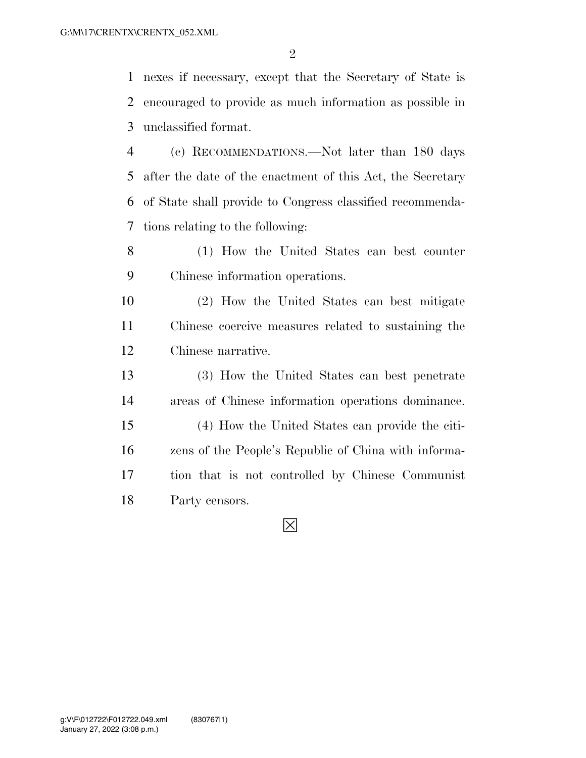nexes if necessary, except that the Secretary of State is encouraged to provide as much information as possible in unclassified format.

(c) RECOMMENDATIONS.—Not later than 180 days after the date of the enactment of this Act, the Secretary of State shall provide to Congress classified recommendations relating to the following:

(1) How the United States can best counter Chinese information operations.

(2) How the United States can best mitigate Chinese coercive measures related to sustaining the Chinese narrative.

(3) How the United States can best penetrate areas of Chinese information operations dominance.

(4) How the United States can provide the citizens of the People's Republic of China with information that is not controlled by Chinese Communist Party censors.